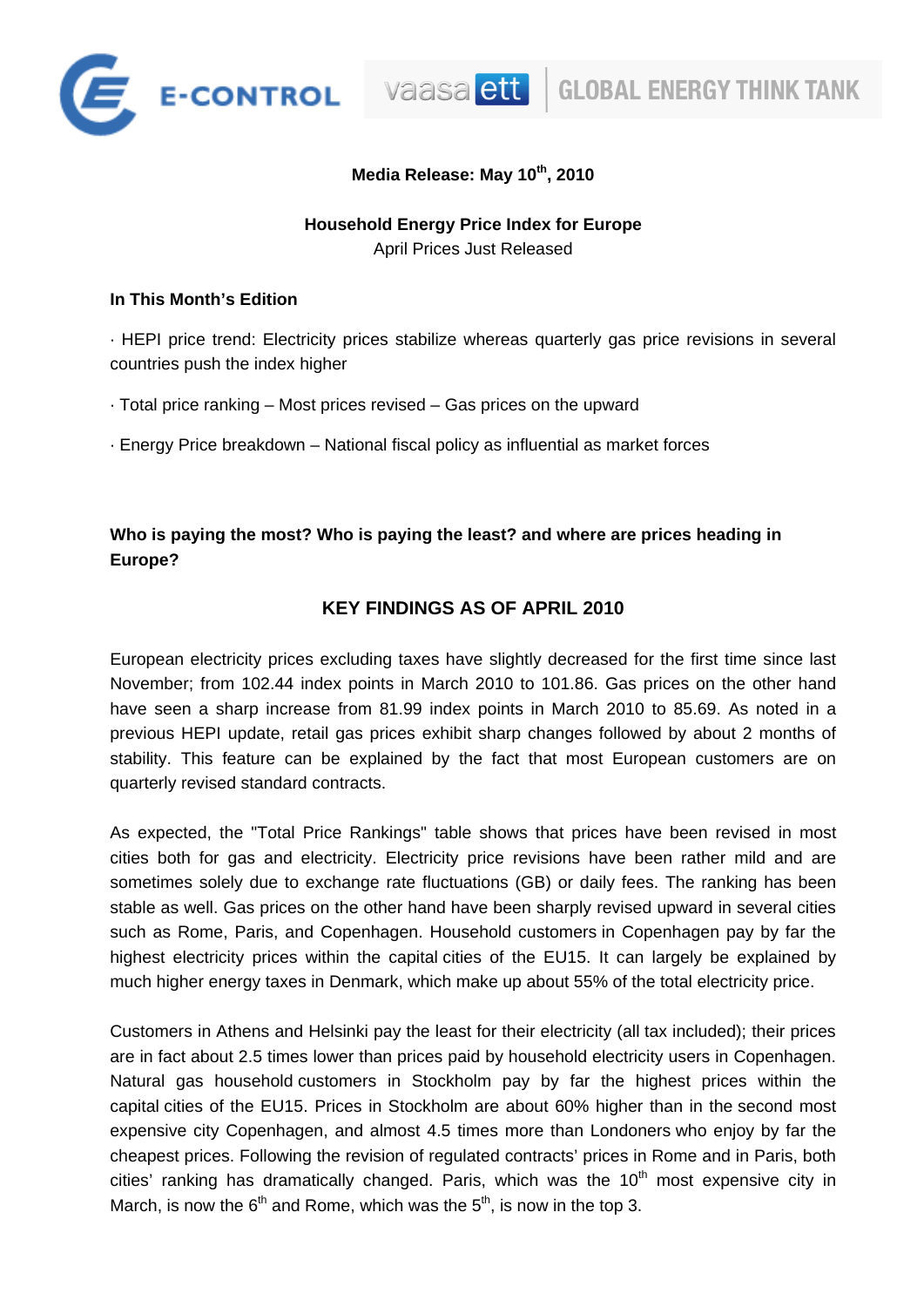**Media Release: May 10th, 2010**

**Household Energy Price Index for Europe**

April Prices Just Released

**In This Month's Edition**

· HEPI price trend: Electricity prices stabilize whereas quarterly gas price revisions in several countries push the index higher

· Total price ranking – Most prices revised – Gas prices on the upward

· Energy Price breakdown – National fiscal policy as influential as market forces

**Who is paying the most? Who is paying the least? and where are prices heading in Europe?**

## KEY FINDINGS AS OF APRIL 2010

European electricity prices excluding taxes have slightly decreased for the first time since last November; from 102.44 index points in March 2010 to 101.86. Gas prices on the other hand have seen a sharp increase from 81.99 index points in March 2010 to 85.69. As noted in a previous HEPI update, retail gas prices exhibit sharp changes followed by about 2 months of stability. This feature can be explained by the fact that most European customers are on quarterly revised standard contracts.

As expected, the "Total Price Rankings" table shows that prices have been revised in most cities both for gas and electricity. Electricity price revisions have been rather mild and are sometimes solely due to exchange rate fluctuations (GB) or daily fees. The ranking has been stable as well. Gas prices on the other hand have been sharply revised upward in several cities such as Rome, Paris, and Copenhagen. Household customers in Copenhagen pay by far the highest electricity prices within the capital cities of the EU15. It can largely be explained by much higher energy taxes in Denmark, which make up about 55% of the total electricity price.

Customers in Athens and Helsinki pay the least for their electricity (all tax included); their prices are in fact about 2.5 times lower than prices paid by household electricity users in Copenhagen. Natural gas household customers in Stockholm pay by far the highest prices within the capital cities of the EU15. Prices in Stockholm are about 60% higher than in the second most expensive city Copenhagen, and almost 4.5 times more than Londoners who enjoy by far the cheapest prices. Following the revision of regulated contracts' prices in Rome and in Paris, both cities' ranking has dramatically changed. Paris, which was the 10th most expensive city in March, is now the 6th and Rome, which was the 5th, is now in the top 3.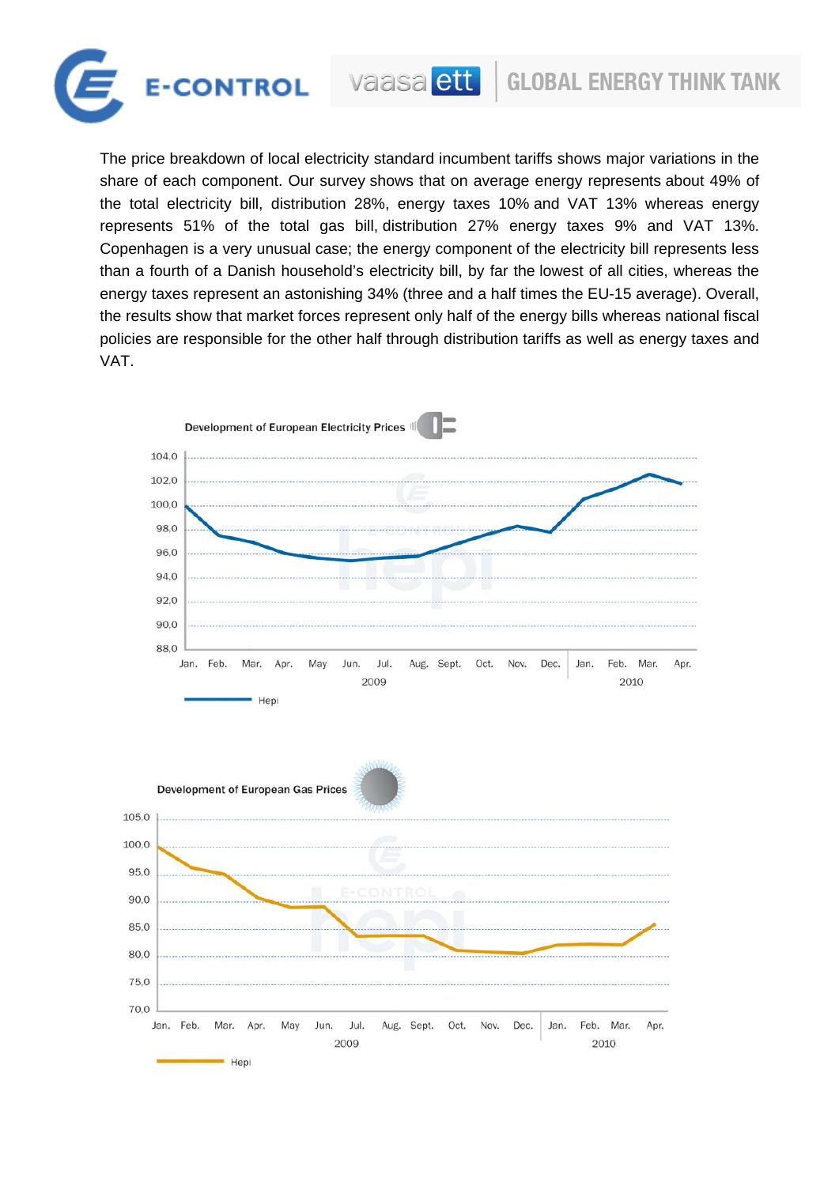The price breakdown of local electricity standard incumbent tariffs shows major variations in the share of each component. Our survey shows that on average energy represents about 49% of the total electricity bill, distribution 28%, energy taxes 10% and VAT 13% whereas energy represents 51% of the total gas bill, distribution 27% energy taxes 9% and VAT 13%. Copenhagen is a very unusual case; the energy component of the electricity bill represents less than a fourth of a Danish household's electricity bill, by far the lowest of all cities, whereas the energy taxes represent an astonishing 34% (three and a half times the EU-15 average). Overall, the results show that market forces represent only half of the energy bills whereas national fiscal policies are responsible for the other half through distribution tariffs as well as energy taxes and VAT.

Development of European Electricity Prices

Development of European Gas Prices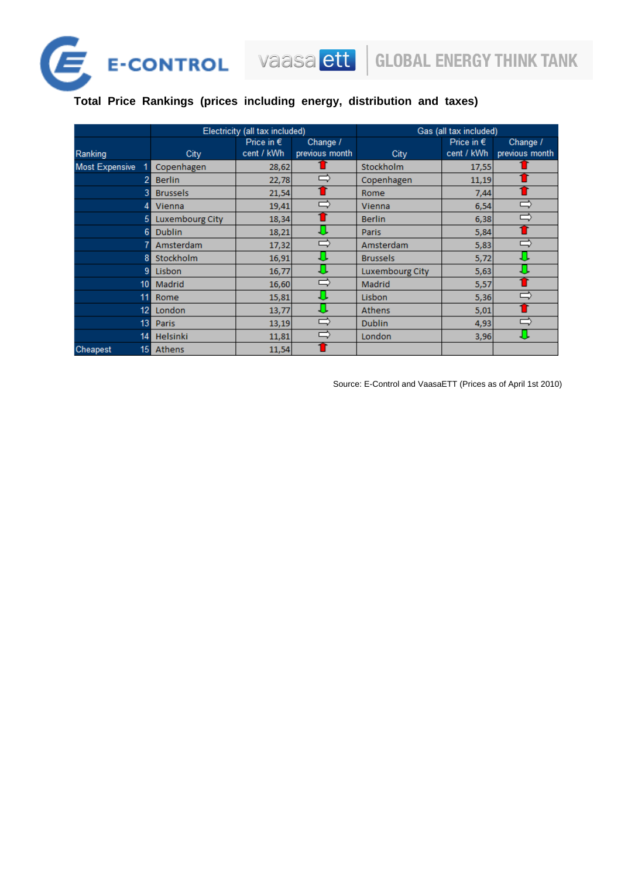**Total Price Rankings (prices including energy, distribution and taxes)**

| Ranking | | Electricity (all tax included) | | | Gas (all tax included) | | |
|---|---|---|---|---|---|---|---|
| | | City | Price in € cent / kWh | Change / previous month | City | Price in € cent / kWh | Change / previous month |
| Most Expensive | 1 | Copenhagen | 28,62 | ⇧ | Stockholm | 17,55 | ⇧ |
| | 2 | Berlin | 22,78 | ⇨ | Copenhagen | 11,19 | ⇧ |
| | 3 | Brussels | 21,54 | ⇧ | Rome | 7,44 | ⇧ |
| | 4 | Vienna | 19,41 | ⇨ | Vienna | 6,54 | ⇨ |
| | 5 | Luxembourg City | 18,34 | ⇧ | Berlin | 6,38 | ⇨ |
| | 6 | Dublin | 18,21 | ⇩ | Paris | 5,84 | ⇧ |
| | 7 | Amsterdam | 17,32 | ⇨ | Amsterdam | 5,83 | ⇨ |
| | 8 | Stockholm | 16,91 | ⇩ | Brussels | 5,72 | ⇩ |
| | 9 | Lisbon | 16,77 | ⇩ | Luxembourg City | 5,63 | ⇩ |
| | 10 | Madrid | 16,60 | ⇨ | Madrid | 5,57 | ⇧ |
| | 11 | Rome | 15,81 | ⇩ | Lisbon | 5,36 | ⇨ |
| | 12 | London | 13,77 | ⇩ | Athens | 5,01 | ⇧ |
| | 13 | Paris | 13,19 | ⇨ | Dublin | 4,93 | ⇨ |
| | 14 | Helsinki | 11,81 | ⇨ | London | 3,96 | ⇩ |
| Cheapest | 15 | Athens | 11,54 | ⇧ | | | |

Source: E-Control and VaasaETT (Prices as of April 1st 2010)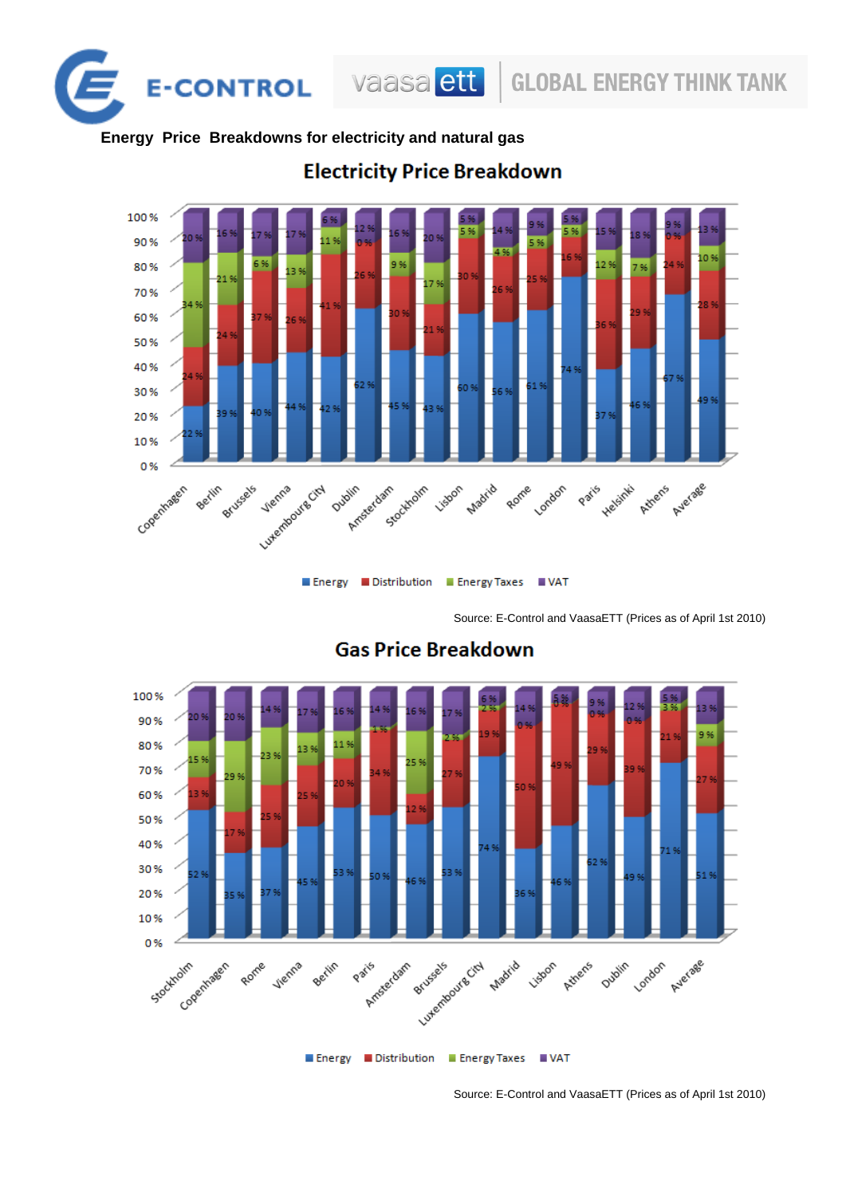E-CONTROL

vaasa ett | GLOBAL ENERGY THINK TANK

**Energy Price Breakdowns for electricity and natural gas**

## Electricity Price Breakdown

| City | Energy | Distribution | Energy Taxes | VAT |
|---|---|---|---|---|
| Copenhagen | 22 % | 24 % | 34 % | 20 % |
| Berlin | 39 % | 24 % | 21 % | 16 % |
| Brussels | 40 % | 37 % | 6 % | 17 % |
| Vienna | 44 % | 26 % | 13 % | 17 % |
| Luxembourg City | 42 % | 41 % | 11 % | 6 % |
| Dublin | 62 % | 26 % | 0 % | 12 % |
| Amsterdam | 45 % | 30 % | 9 % | 16 % |
| Stockholm | 43 % | 21 % | 17 % | 20 % |
| Lisbon | 60 % | 30 % | 5 % | 5 % |
| Madrid | 56 % | 26 % | 4 % | 14 % |
| Rome | 61 % | 25 % | 5 % | 9 % |
| London | 74 % | 16 % | 5 % | 5 % |
| Paris | 37 % | 36 % | 12 % | 15 % |
| Helsinki | 46 % | 29 % | 7 % | 18 % |
| Athens | 67 % | 24 % | 0 % | 9 % |
| Average | 49 % | 28 % | 10 % | 13 % |

Source: E-Control and VaasaETT (Prices as of April 1st 2010)

## Gas Price Breakdown

| City | Energy | Distribution | Energy Taxes | VAT |
|---|---|---|---|---|
| Stockholm | 52 % | 13 % | 15 % | 20 % |
| Copenhagen | 35 % | 17 % | 29 % | 20 % |
| Rome | 37 % | 25 % | 23 % | 14 % |
| Vienna | 45 % | 25 % | 13 % | 17 % |
| Berlin | 53 % | 20 % | 11 % | 16 % |
| Paris | 50 % | 34 % | 1 % | 14 % |
| Amsterdam | 46 % | 12 % | 25 % | 16 % |
| Brussels | 53 % | 27 % | 2 % | 17 % |
| Luxembourg City | 74 % | 19 % | 2 % | 6 % |
| Madrid | 36 % | 50 % | 0 % | 14 % |
| Lisbon | 46 % | 49 % | 0 % | 5 % |
| Athens | 62 % | 29 % | 0 % | 9 % |
| Dublin | 49 % | 39 % | 0 % | 12 % |
| London | 71 % | 21 % | 3 % | 5 % |
| Average | 51 % | 27 % | 9 % | 13 % |

Source: E-Control and VaasaETT (Prices as of April 1st 2010)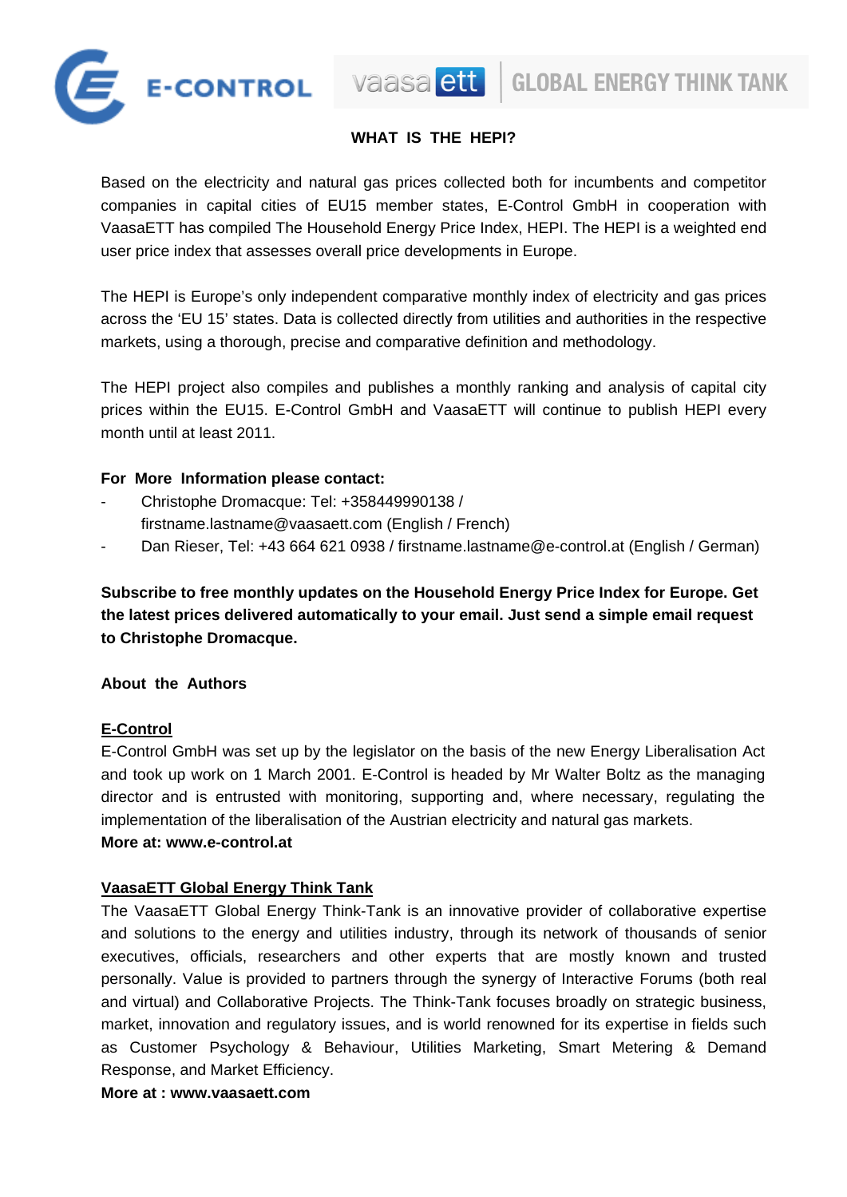## WHAT IS THE HEPI?

Based on the electricity and natural gas prices collected both for incumbents and competitor companies in capital cities of EU15 member states, E-Control GmbH in cooperation with VaasaETT has compiled The Household Energy Price Index, HEPI. The HEPI is a weighted end user price index that assesses overall price developments in Europe.

The HEPI is Europe's only independent comparative monthly index of electricity and gas prices across the 'EU 15' states. Data is collected directly from utilities and authorities in the respective markets, using a thorough, precise and comparative definition and methodology.

The HEPI project also compiles and publishes a monthly ranking and analysis of capital city prices within the EU15. E-Control GmbH and VaasaETT will continue to publish HEPI every month until at least 2011.

**For More Information please contact:**

- Christophe Dromacque: Tel: +358449990138 / firstname.lastname@vaasaett.com (English / French)
- Dan Rieser, Tel: +43 664 621 0938 / firstname.lastname@e-control.at (English / German)

**Subscribe to free monthly updates on the Household Energy Price Index for Europe. Get the latest prices delivered automatically to your email. Just send a simple email request to Christophe Dromacque.**

**About the Authors**

**E-Control**

E-Control GmbH was set up by the legislator on the basis of the new Energy Liberalisation Act and took up work on 1 March 2001. E-Control is headed by Mr Walter Boltz as the managing director and is entrusted with monitoring, supporting and, where necessary, regulating the implementation of the liberalisation of the Austrian electricity and natural gas markets.
**More at: www.e-control.at**

**VaasaETT Global Energy Think Tank**

The VaasaETT Global Energy Think-Tank is an innovative provider of collaborative expertise and solutions to the energy and utilities industry, through its network of thousands of senior executives, officials, researchers and other experts that are mostly known and trusted personally. Value is provided to partners through the synergy of Interactive Forums (both real and virtual) and Collaborative Projects. The Think-Tank focuses broadly on strategic business, market, innovation and regulatory issues, and is world renowned for its expertise in fields such as Customer Psychology & Behaviour, Utilities Marketing, Smart Metering & Demand Response, and Market Efficiency.
**More at : www.vaasaett.com**